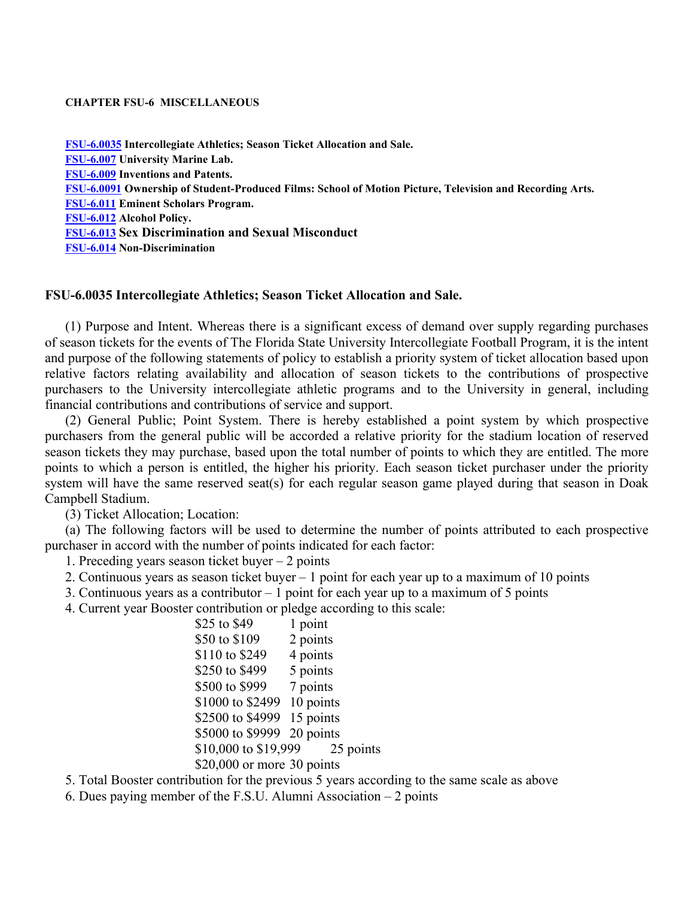## CHAPTER FSU-6 MISCELLANEOUS

**FSU-6.0035 Intercollegiate Athletics; Season Ticket Allocation and Sale.**
**FSU-6.007 University Marine Lab.**
**FSU-6.009 Inventions and Patents.**
**FSU-6.0091 Ownership of Student-Produced Films: School of Motion Picture, Television and Recording Arts.**
**FSU-6.011 Eminent Scholars Program.**
**FSU-6.012 Alcohol Policy.**
**FSU-6.013 Sex Discrimination and Sexual Misconduct**
**FSU-6.014 Non-Discrimination**

### FSU-6.0035 Intercollegiate Athletics; Season Ticket Allocation and Sale.

(1) Purpose and Intent. Whereas there is a significant excess of demand over supply regarding purchases of season tickets for the events of The Florida State University Intercollegiate Football Program, it is the intent and purpose of the following statements of policy to establish a priority system of ticket allocation based upon relative factors relating availability and allocation of season tickets to the contributions of prospective purchasers to the University intercollegiate athletic programs and to the University in general, including financial contributions and contributions of service and support.

(2) General Public; Point System. There is hereby established a point system by which prospective purchasers from the general public will be accorded a relative priority for the stadium location of reserved season tickets they may purchase, based upon the total number of points to which they are entitled. The more points to which a person is entitled, the higher his priority. Each season ticket purchaser under the priority system will have the same reserved seat(s) for each regular season game played during that season in Doak Campbell Stadium.

(3) Ticket Allocation; Location:

(a) The following factors will be used to determine the number of points attributed to each prospective purchaser in accord with the number of points indicated for each factor:

1. Preceding years season ticket buyer – 2 points
2. Continuous years as season ticket buyer – 1 point for each year up to a maximum of 10 points
3. Continuous years as a contributor – 1 point for each year up to a maximum of 5 points
4. Current year Booster contribution or pledge according to this scale:

| | |
|---|---|
| $25 to $49 | 1 point |
| $50 to $109 | 2 points |
| $110 to $249 | 4 points |
| $250 to $499 | 5 points |
| $500 to $999 | 7 points |
| $1000 to $2499 | 10 points |
| $2500 to $4999 | 15 points |
| $5000 to $9999 | 20 points |
| $10,000 to $19,999 | 25 points |
| $20,000 or more | 30 points |

5. Total Booster contribution for the previous 5 years according to the same scale as above
6. Dues paying member of the F.S.U. Alumni Association – 2 points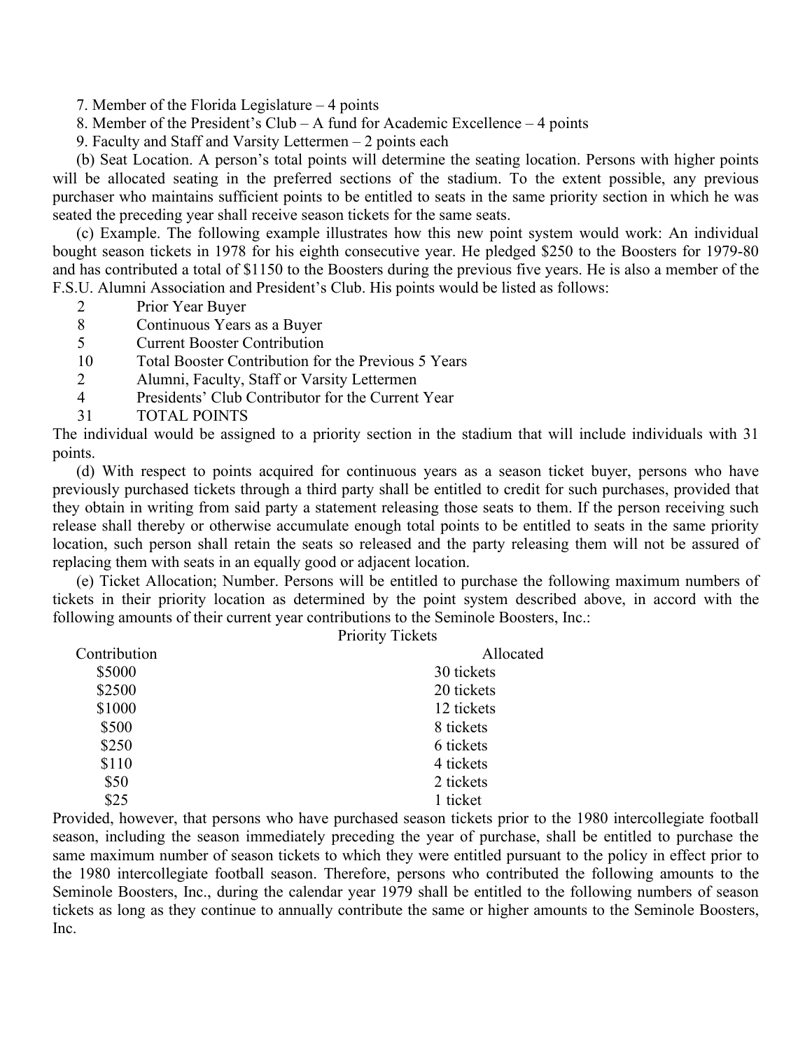7. Member of the Florida Legislature – 4 points
8. Member of the President's Club – A fund for Academic Excellence – 4 points
9. Faculty and Staff and Varsity Lettermen – 2 points each

(b) Seat Location. A person's total points will determine the seating location. Persons with higher points will be allocated seating in the preferred sections of the stadium. To the extent possible, any previous purchaser who maintains sufficient points to be entitled to seats in the same priority section in which he was seated the preceding year shall receive season tickets for the same seats.

(c) Example. The following example illustrates how this new point system would work: An individual bought season tickets in 1978 for his eighth consecutive year. He pledged $250 to the Boosters for 1979-80 and has contributed a total of $1150 to the Boosters during the previous five years. He is also a member of the F.S.U. Alumni Association and President's Club. His points would be listed as follows:

| | |
|---|---|
| 2 | Prior Year Buyer |
| 8 | Continuous Years as a Buyer |
| 5 | Current Booster Contribution |
| 10 | Total Booster Contribution for the Previous 5 Years |
| 2 | Alumni, Faculty, Staff or Varsity Lettermen |
| 4 | Presidents' Club Contributor for the Current Year |
| 31 | TOTAL POINTS |

The individual would be assigned to a priority section in the stadium that will include individuals with 31 points.

(d) With respect to points acquired for continuous years as a season ticket buyer, persons who have previously purchased tickets through a third party shall be entitled to credit for such purchases, provided that they obtain in writing from said party a statement releasing those seats to them. If the person receiving such release shall thereby or otherwise accumulate enough total points to be entitled to seats in the same priority location, such person shall retain the seats so released and the party releasing them will not be assured of replacing them with seats in an equally good or adjacent location.

(e) Ticket Allocation; Number. Persons will be entitled to purchase the following maximum numbers of tickets in their priority location as determined by the point system described above, in accord with the following amounts of their current year contributions to the Seminole Boosters, Inc.:

| Contribution | Priority Tickets Allocated |
|---|---|
| $5000 | 30 tickets |
| $2500 | 20 tickets |
| $1000 | 12 tickets |
| $500 | 8 tickets |
| $250 | 6 tickets |
| $110 | 4 tickets |
| $50 | 2 tickets |
| $25 | 1 ticket |

Provided, however, that persons who have purchased season tickets prior to the 1980 intercollegiate football season, including the season immediately preceding the year of purchase, shall be entitled to purchase the same maximum number of season tickets to which they were entitled pursuant to the policy in effect prior to the 1980 intercollegiate football season. Therefore, persons who contributed the following amounts to the Seminole Boosters, Inc., during the calendar year 1979 shall be entitled to the following numbers of season tickets as long as they continue to annually contribute the same or higher amounts to the Seminole Boosters, Inc.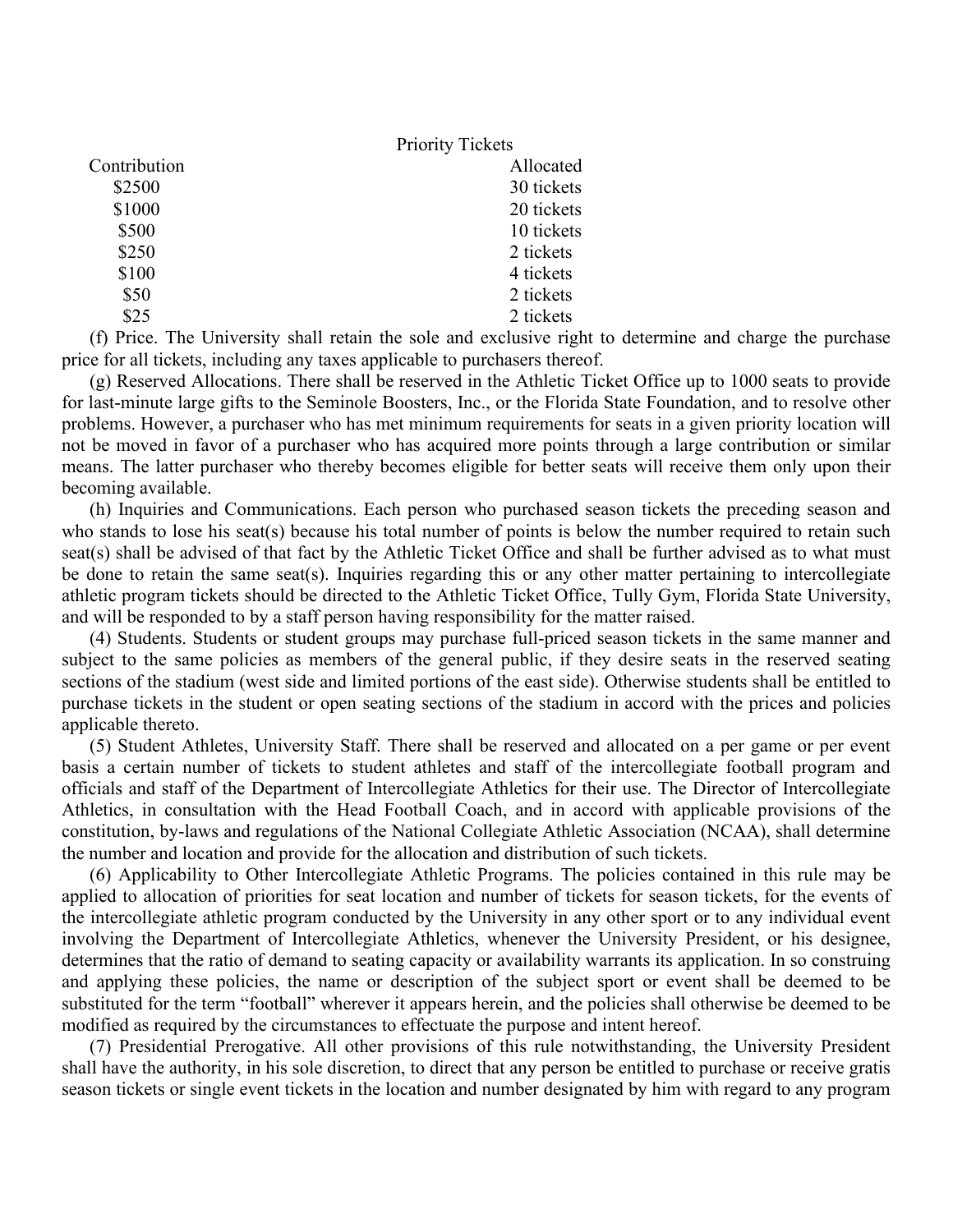| Contribution | Priority Tickets Allocated |
|---|---|
| $2500 | 30 tickets |
| $1000 | 20 tickets |
| $500 | 10 tickets |
| $250 | 2 tickets |
| $100 | 4 tickets |
| $50 | 2 tickets |
| $25 | 2 tickets |

(f) Price. The University shall retain the sole and exclusive right to determine and charge the purchase price for all tickets, including any taxes applicable to purchasers thereof.

(g) Reserved Allocations. There shall be reserved in the Athletic Ticket Office up to 1000 seats to provide for last-minute large gifts to the Seminole Boosters, Inc., or the Florida State Foundation, and to resolve other problems. However, a purchaser who has met minimum requirements for seats in a given priority location will not be moved in favor of a purchaser who has acquired more points through a large contribution or similar means. The latter purchaser who thereby becomes eligible for better seats will receive them only upon their becoming available.

(h) Inquiries and Communications. Each person who purchased season tickets the preceding season and who stands to lose his seat(s) because his total number of points is below the number required to retain such seat(s) shall be advised of that fact by the Athletic Ticket Office and shall be further advised as to what must be done to retain the same seat(s). Inquiries regarding this or any other matter pertaining to intercollegiate athletic program tickets should be directed to the Athletic Ticket Office, Tully Gym, Florida State University, and will be responded to by a staff person having responsibility for the matter raised.

(4) Students. Students or student groups may purchase full-priced season tickets in the same manner and subject to the same policies as members of the general public, if they desire seats in the reserved seating sections of the stadium (west side and limited portions of the east side). Otherwise students shall be entitled to purchase tickets in the student or open seating sections of the stadium in accord with the prices and policies applicable thereto.

(5) Student Athletes, University Staff. There shall be reserved and allocated on a per game or per event basis a certain number of tickets to student athletes and staff of the intercollegiate football program and officials and staff of the Department of Intercollegiate Athletics for their use. The Director of Intercollegiate Athletics, in consultation with the Head Football Coach, and in accord with applicable provisions of the constitution, by-laws and regulations of the National Collegiate Athletic Association (NCAA), shall determine the number and location and provide for the allocation and distribution of such tickets.

(6) Applicability to Other Intercollegiate Athletic Programs. The policies contained in this rule may be applied to allocation of priorities for seat location and number of tickets for season tickets, for the events of the intercollegiate athletic program conducted by the University in any other sport or to any individual event involving the Department of Intercollegiate Athletics, whenever the University President, or his designee, determines that the ratio of demand to seating capacity or availability warrants its application. In so construing and applying these policies, the name or description of the subject sport or event shall be deemed to be substituted for the term "football" wherever it appears herein, and the policies shall otherwise be deemed to be modified as required by the circumstances to effectuate the purpose and intent hereof.

(7) Presidential Prerogative. All other provisions of this rule notwithstanding, the University President shall have the authority, in his sole discretion, to direct that any person be entitled to purchase or receive gratis season tickets or single event tickets in the location and number designated by him with regard to any program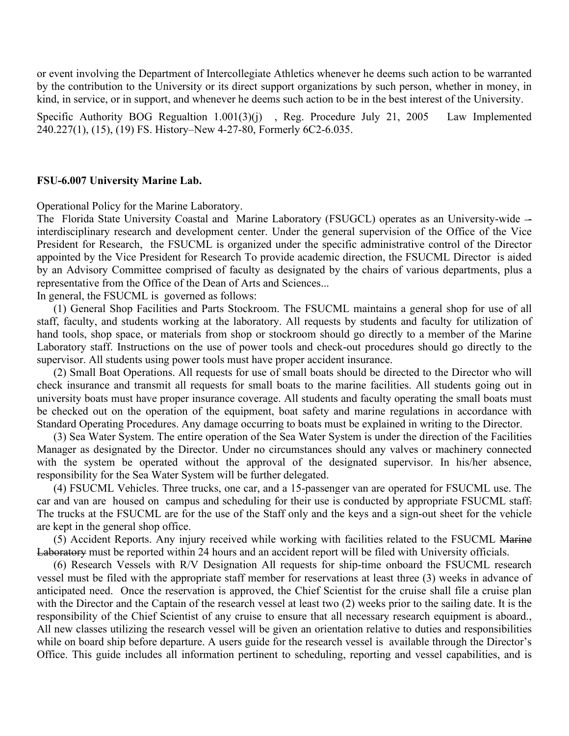or event involving the Department of Intercollegiate Athletics whenever he deems such action to be warranted by the contribution to the University or its direct support organizations by such person, whether in money, in kind, in service, or in support, and whenever he deems such action to be in the best interest of the University.

Specific Authority BOG Regualtion 1.001(3)(j) , Reg. Procedure July 21, 2005 Law Implemented 240.227(1), (15), (19) FS. History–New 4-27-80, Formerly 6C2-6.035.

**FSU-6.007 University Marine Lab.**

Operational Policy for the Marine Laboratory.

The Florida State University Coastal and Marine Laboratory (FSUGCL) operates as an University-wide -- interdisciplinary research and development center. Under the general supervision of the Office of the Vice President for Research, the FSUCML is organized under the specific administrative control of the Director appointed by the Vice President for Research To provide academic direction, the FSUCML Director is aided by an Advisory Committee comprised of faculty as designated by the chairs of various departments, plus a representative from the Office of the Dean of Arts and Sciences...

In general, the FSUCML is governed as follows:

(1) General Shop Facilities and Parts Stockroom. The FSUCML maintains a general shop for use of all staff, faculty, and students working at the laboratory. All requests by students and faculty for utilization of hand tools, shop space, or materials from shop or stockroom should go directly to a member of the Marine Laboratory staff. Instructions on the use of power tools and check-out procedures should go directly to the supervisor. All students using power tools must have proper accident insurance.

(2) Small Boat Operations. All requests for use of small boats should be directed to the Director who will check insurance and transmit all requests for small boats to the marine facilities. All students going out in university boats must have proper insurance coverage. All students and faculty operating the small boats must be checked out on the operation of the equipment, boat safety and marine regulations in accordance with Standard Operating Procedures. Any damage occurring to boats must be explained in writing to the Director.

(3) Sea Water System. The entire operation of the Sea Water System is under the direction of the Facilities Manager as designated by the Director. Under no circumstances should any valves or machinery connected with the system be operated without the approval of the designated supervisor. In his/her absence, responsibility for the Sea Water System will be further delegated.

(4) FSUCML Vehicles. Three trucks, one car, and a 15-passenger van are operated for FSUCML use. The car and van are housed on campus and scheduling for their use is conducted by appropriate FSUCML staff. The trucks at the FSUCML are for the use of the Staff only and the keys and a sign-out sheet for the vehicle are kept in the general shop office.

(5) Accident Reports. Any injury received while working with facilities related to the FSUCML ~~Marine Laboratory~~ must be reported within 24 hours and an accident report will be filed with University officials.

(6) Research Vessels with R/V Designation All requests for ship-time onboard the FSUCML research vessel must be filed with the appropriate staff member for reservations at least three (3) weeks in advance of anticipated need. Once the reservation is approved, the Chief Scientist for the cruise shall file a cruise plan with the Director and the Captain of the research vessel at least two (2) weeks prior to the sailing date. It is the responsibility of the Chief Scientist of any cruise to ensure that all necessary research equipment is aboard., All new classes utilizing the research vessel will be given an orientation relative to duties and responsibilities while on board ship before departure. A users guide for the research vessel is available through the Director's Office. This guide includes all information pertinent to scheduling, reporting and vessel capabilities, and is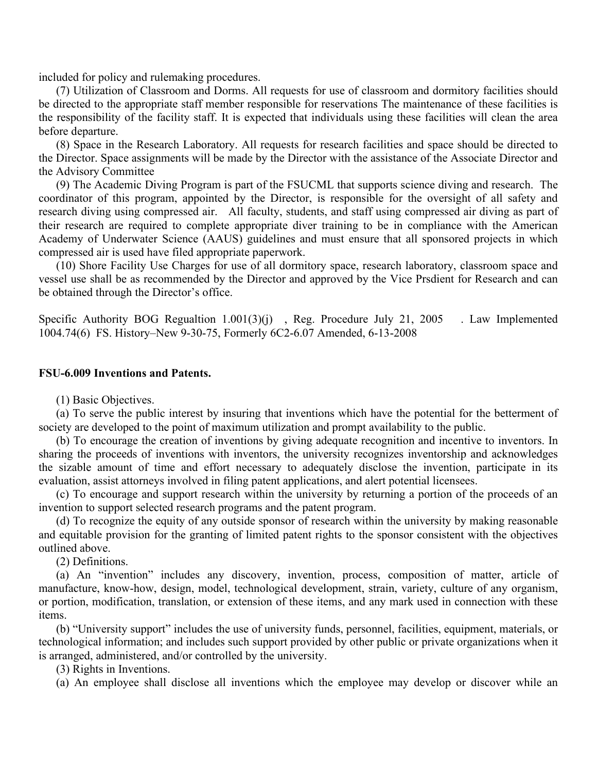included for policy and rulemaking procedures.

(7) Utilization of Classroom and Dorms. All requests for use of classroom and dormitory facilities should be directed to the appropriate staff member responsible for reservations The maintenance of these facilities is the responsibility of the facility staff. It is expected that individuals using these facilities will clean the area before departure.

(8) Space in the Research Laboratory. All requests for research facilities and space should be directed to the Director. Space assignments will be made by the Director with the assistance of the Associate Director and the Advisory Committee

(9) The Academic Diving Program is part of the FSUCML that supports science diving and research. The coordinator of this program, appointed by the Director, is responsible for the oversight of all safety and research diving using compressed air. All faculty, students, and staff using compressed air diving as part of their research are required to complete appropriate diver training to be in compliance with the American Academy of Underwater Science (AAUS) guidelines and must ensure that all sponsored projects in which compressed air is used have filed appropriate paperwork.

(10) Shore Facility Use Charges for use of all dormitory space, research laboratory, classroom space and vessel use shall be as recommended by the Director and approved by the Vice Prsdient for Research and can be obtained through the Director's office.

Specific Authority BOG Regualtion 1.001(3)(j) , Reg. Procedure July 21, 2005 . Law Implemented 1004.74(6) FS. History–New 9-30-75, Formerly 6C2-6.07 Amended, 6-13-2008

**FSU-6.009 Inventions and Patents.**

(1) Basic Objectives.

(a) To serve the public interest by insuring that inventions which have the potential for the betterment of society are developed to the point of maximum utilization and prompt availability to the public.

(b) To encourage the creation of inventions by giving adequate recognition and incentive to inventors. In sharing the proceeds of inventions with inventors, the university recognizes inventorship and acknowledges the sizable amount of time and effort necessary to adequately disclose the invention, participate in its evaluation, assist attorneys involved in filing patent applications, and alert potential licensees.

(c) To encourage and support research within the university by returning a portion of the proceeds of an invention to support selected research programs and the patent program.

(d) To recognize the equity of any outside sponsor of research within the university by making reasonable and equitable provision for the granting of limited patent rights to the sponsor consistent with the objectives outlined above.

(2) Definitions.

(a) An "invention" includes any discovery, invention, process, composition of matter, article of manufacture, know-how, design, model, technological development, strain, variety, culture of any organism, or portion, modification, translation, or extension of these items, and any mark used in connection with these items.

(b) "University support" includes the use of university funds, personnel, facilities, equipment, materials, or technological information; and includes such support provided by other public or private organizations when it is arranged, administered, and/or controlled by the university.

(3) Rights in Inventions.

(a) An employee shall disclose all inventions which the employee may develop or discover while an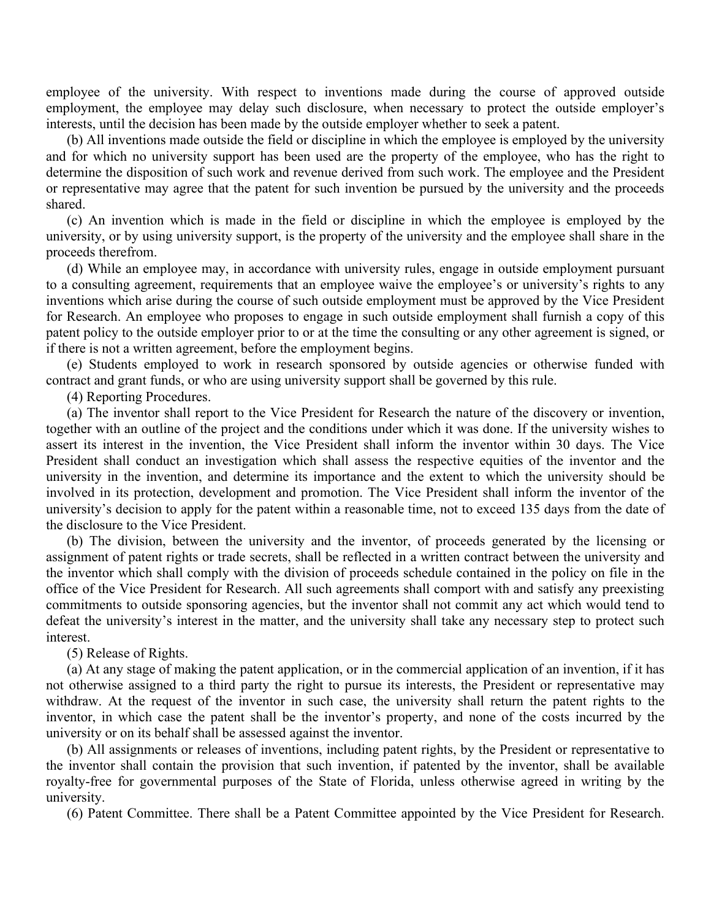employee of the university. With respect to inventions made during the course of approved outside employment, the employee may delay such disclosure, when necessary to protect the outside employer's interests, until the decision has been made by the outside employer whether to seek a patent.

(b) All inventions made outside the field or discipline in which the employee is employed by the university and for which no university support has been used are the property of the employee, who has the right to determine the disposition of such work and revenue derived from such work. The employee and the President or representative may agree that the patent for such invention be pursued by the university and the proceeds shared.

(c) An invention which is made in the field or discipline in which the employee is employed by the university, or by using university support, is the property of the university and the employee shall share in the proceeds therefrom.

(d) While an employee may, in accordance with university rules, engage in outside employment pursuant to a consulting agreement, requirements that an employee waive the employee's or university's rights to any inventions which arise during the course of such outside employment must be approved by the Vice President for Research. An employee who proposes to engage in such outside employment shall furnish a copy of this patent policy to the outside employer prior to or at the time the consulting or any other agreement is signed, or if there is not a written agreement, before the employment begins.

(e) Students employed to work in research sponsored by outside agencies or otherwise funded with contract and grant funds, or who are using university support shall be governed by this rule.

(4) Reporting Procedures.

(a) The inventor shall report to the Vice President for Research the nature of the discovery or invention, together with an outline of the project and the conditions under which it was done. If the university wishes to assert its interest in the invention, the Vice President shall inform the inventor within 30 days. The Vice President shall conduct an investigation which shall assess the respective equities of the inventor and the university in the invention, and determine its importance and the extent to which the university should be involved in its protection, development and promotion. The Vice President shall inform the inventor of the university's decision to apply for the patent within a reasonable time, not to exceed 135 days from the date of the disclosure to the Vice President.

(b) The division, between the university and the inventor, of proceeds generated by the licensing or assignment of patent rights or trade secrets, shall be reflected in a written contract between the university and the inventor which shall comply with the division of proceeds schedule contained in the policy on file in the office of the Vice President for Research. All such agreements shall comport with and satisfy any preexisting commitments to outside sponsoring agencies, but the inventor shall not commit any act which would tend to defeat the university's interest in the matter, and the university shall take any necessary step to protect such interest.

(5) Release of Rights.

(a) At any stage of making the patent application, or in the commercial application of an invention, if it has not otherwise assigned to a third party the right to pursue its interests, the President or representative may withdraw. At the request of the inventor in such case, the university shall return the patent rights to the inventor, in which case the patent shall be the inventor's property, and none of the costs incurred by the university or on its behalf shall be assessed against the inventor.

(b) All assignments or releases of inventions, including patent rights, by the President or representative to the inventor shall contain the provision that such invention, if patented by the inventor, shall be available royalty-free for governmental purposes of the State of Florida, unless otherwise agreed in writing by the university.

(6) Patent Committee. There shall be a Patent Committee appointed by the Vice President for Research.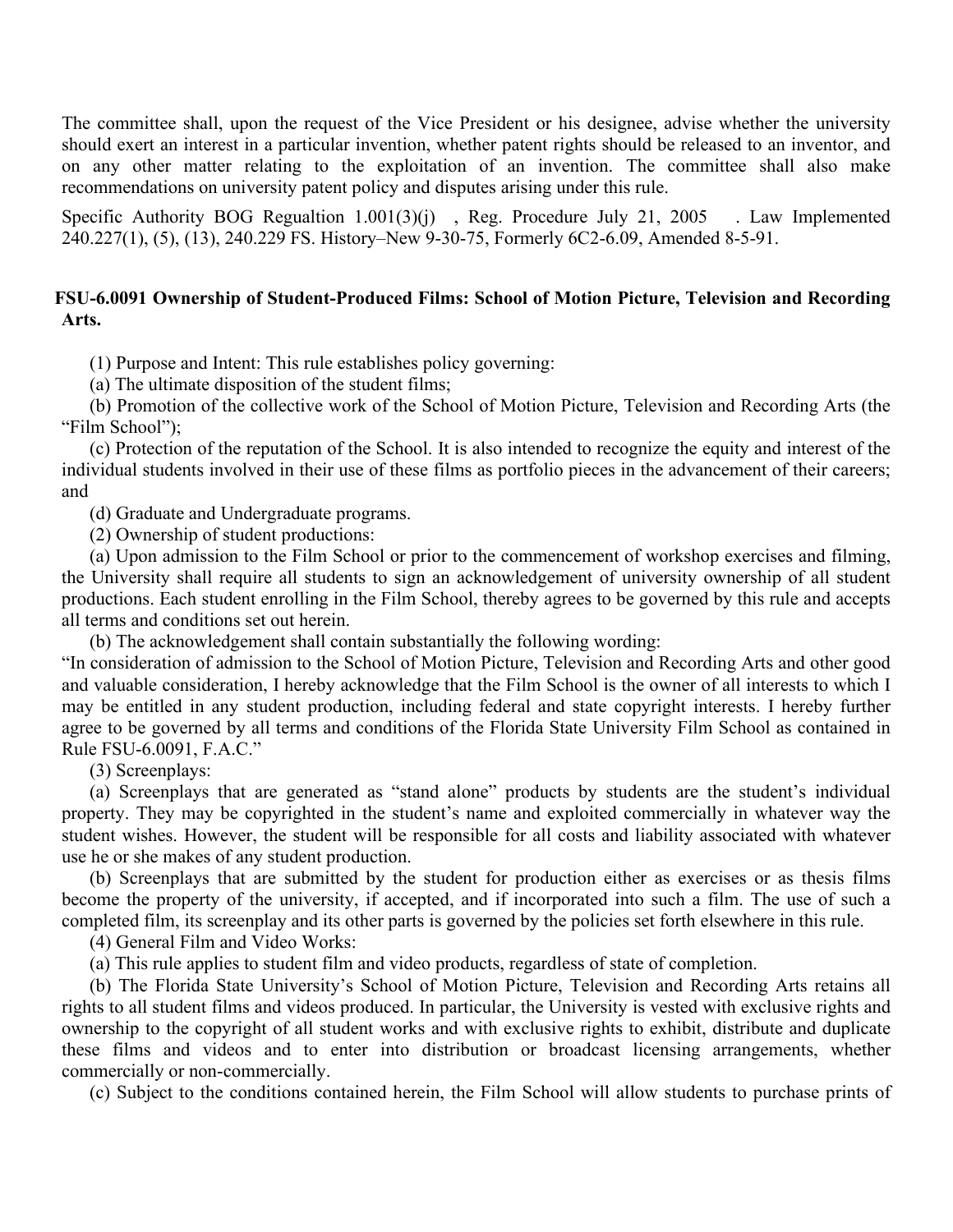The committee shall, upon the request of the Vice President or his designee, advise whether the university should exert an interest in a particular invention, whether patent rights should be released to an inventor, and on any other matter relating to the exploitation of an invention. The committee shall also make recommendations on university patent policy and disputes arising under this rule.

Specific Authority BOG Regualtion 1.001(3)(j) , Reg. Procedure July 21, 2005 . Law Implemented 240.227(1), (5), (13), 240.229 FS. History–New 9-30-75, Formerly 6C2-6.09, Amended 8-5-91.

## FSU-6.0091 Ownership of Student-Produced Films: School of Motion Picture, Television and Recording Arts.

(1) Purpose and Intent: This rule establishes policy governing:

(a) The ultimate disposition of the student films;

(b) Promotion of the collective work of the School of Motion Picture, Television and Recording Arts (the "Film School");

(c) Protection of the reputation of the School. It is also intended to recognize the equity and interest of the individual students involved in their use of these films as portfolio pieces in the advancement of their careers; and

(d) Graduate and Undergraduate programs.

(2) Ownership of student productions:

(a) Upon admission to the Film School or prior to the commencement of workshop exercises and filming, the University shall require all students to sign an acknowledgement of university ownership of all student productions. Each student enrolling in the Film School, thereby agrees to be governed by this rule and accepts all terms and conditions set out herein.

(b) The acknowledgement shall contain substantially the following wording:

"In consideration of admission to the School of Motion Picture, Television and Recording Arts and other good and valuable consideration, I hereby acknowledge that the Film School is the owner of all interests to which I may be entitled in any student production, including federal and state copyright interests. I hereby further agree to be governed by all terms and conditions of the Florida State University Film School as contained in Rule FSU-6.0091, F.A.C."

(3) Screenplays:

(a) Screenplays that are generated as "stand alone" products by students are the student's individual property. They may be copyrighted in the student's name and exploited commercially in whatever way the student wishes. However, the student will be responsible for all costs and liability associated with whatever use he or she makes of any student production.

(b) Screenplays that are submitted by the student for production either as exercises or as thesis films become the property of the university, if accepted, and if incorporated into such a film. The use of such a completed film, its screenplay and its other parts is governed by the policies set forth elsewhere in this rule.

(4) General Film and Video Works:

(a) This rule applies to student film and video products, regardless of state of completion.

(b) The Florida State University's School of Motion Picture, Television and Recording Arts retains all rights to all student films and videos produced. In particular, the University is vested with exclusive rights and ownership to the copyright of all student works and with exclusive rights to exhibit, distribute and duplicate these films and videos and to enter into distribution or broadcast licensing arrangements, whether commercially or non-commercially.

(c) Subject to the conditions contained herein, the Film School will allow students to purchase prints of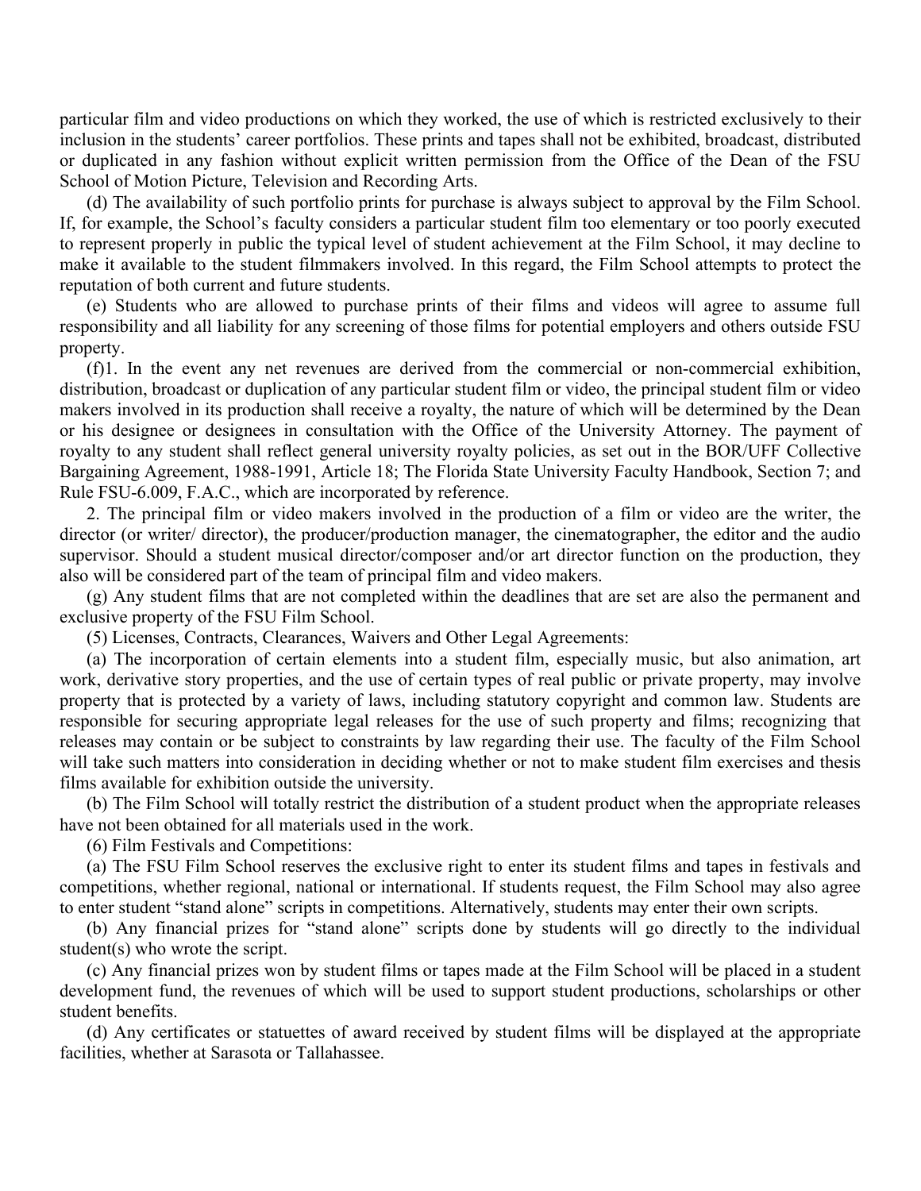particular film and video productions on which they worked, the use of which is restricted exclusively to their inclusion in the students' career portfolios. These prints and tapes shall not be exhibited, broadcast, distributed or duplicated in any fashion without explicit written permission from the Office of the Dean of the FSU School of Motion Picture, Television and Recording Arts.

(d) The availability of such portfolio prints for purchase is always subject to approval by the Film School. If, for example, the School's faculty considers a particular student film too elementary or too poorly executed to represent properly in public the typical level of student achievement at the Film School, it may decline to make it available to the student filmmakers involved. In this regard, the Film School attempts to protect the reputation of both current and future students.

(e) Students who are allowed to purchase prints of their films and videos will agree to assume full responsibility and all liability for any screening of those films for potential employers and others outside FSU property.

(f)1. In the event any net revenues are derived from the commercial or non-commercial exhibition, distribution, broadcast or duplication of any particular student film or video, the principal student film or video makers involved in its production shall receive a royalty, the nature of which will be determined by the Dean or his designee or designees in consultation with the Office of the University Attorney. The payment of royalty to any student shall reflect general university royalty policies, as set out in the BOR/UFF Collective Bargaining Agreement, 1988-1991, Article 18; The Florida State University Faculty Handbook, Section 7; and Rule FSU-6.009, F.A.C., which are incorporated by reference.

2. The principal film or video makers involved in the production of a film or video are the writer, the director (or writer/ director), the producer/production manager, the cinematographer, the editor and the audio supervisor. Should a student musical director/composer and/or art director function on the production, they also will be considered part of the team of principal film and video makers.

(g) Any student films that are not completed within the deadlines that are set are also the permanent and exclusive property of the FSU Film School.

(5) Licenses, Contracts, Clearances, Waivers and Other Legal Agreements:

(a) The incorporation of certain elements into a student film, especially music, but also animation, art work, derivative story properties, and the use of certain types of real public or private property, may involve property that is protected by a variety of laws, including statutory copyright and common law. Students are responsible for securing appropriate legal releases for the use of such property and films; recognizing that releases may contain or be subject to constraints by law regarding their use. The faculty of the Film School will take such matters into consideration in deciding whether or not to make student film exercises and thesis films available for exhibition outside the university.

(b) The Film School will totally restrict the distribution of a student product when the appropriate releases have not been obtained for all materials used in the work.

(6) Film Festivals and Competitions:

(a) The FSU Film School reserves the exclusive right to enter its student films and tapes in festivals and competitions, whether regional, national or international. If students request, the Film School may also agree to enter student "stand alone" scripts in competitions. Alternatively, students may enter their own scripts.

(b) Any financial prizes for "stand alone" scripts done by students will go directly to the individual student(s) who wrote the script.

(c) Any financial prizes won by student films or tapes made at the Film School will be placed in a student development fund, the revenues of which will be used to support student productions, scholarships or other student benefits.

(d) Any certificates or statuettes of award received by student films will be displayed at the appropriate facilities, whether at Sarasota or Tallahassee.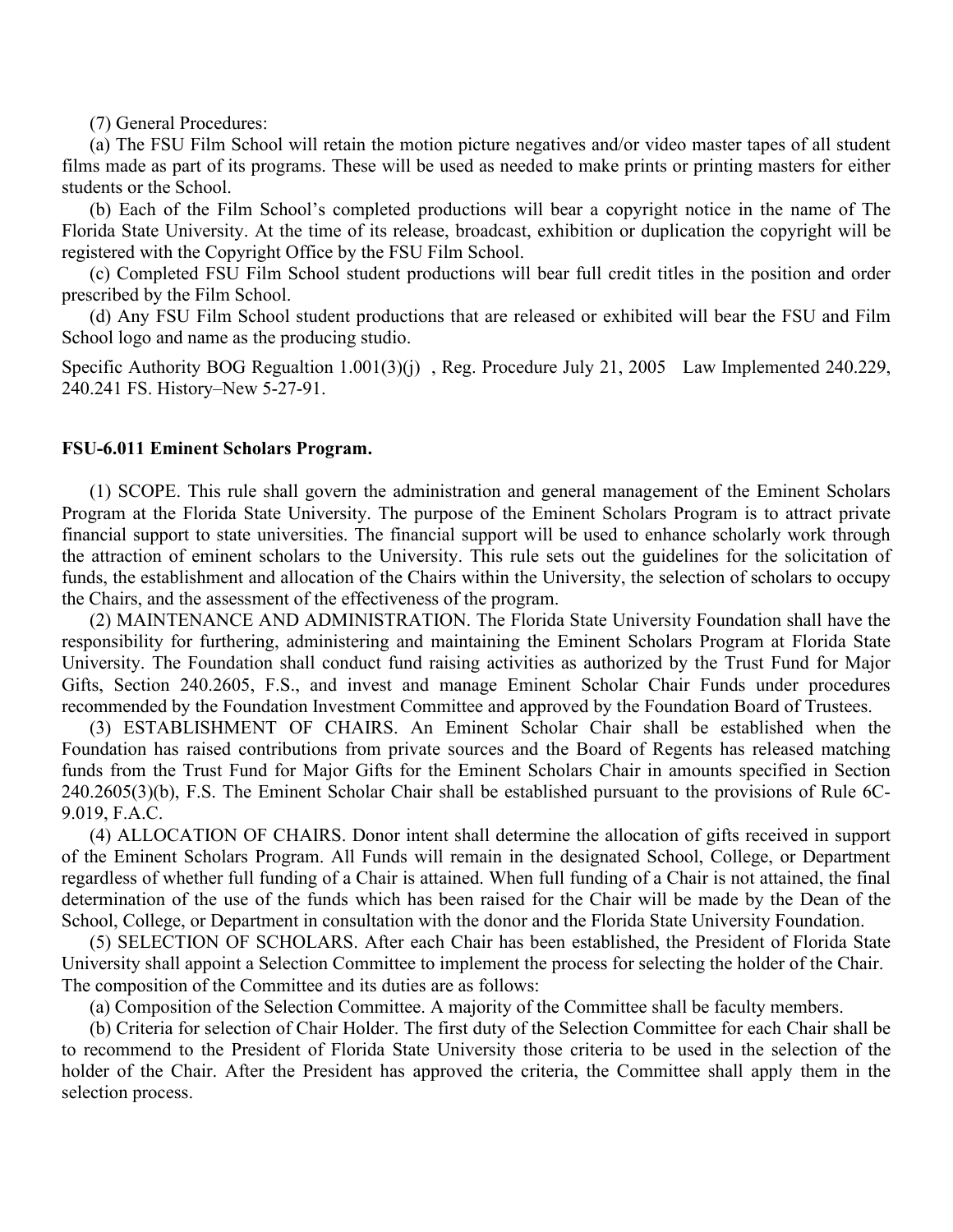(7) General Procedures:

(a) The FSU Film School will retain the motion picture negatives and/or video master tapes of all student films made as part of its programs. These will be used as needed to make prints or printing masters for either students or the School.

(b) Each of the Film School's completed productions will bear a copyright notice in the name of The Florida State University. At the time of its release, broadcast, exhibition or duplication the copyright will be registered with the Copyright Office by the FSU Film School.

(c) Completed FSU Film School student productions will bear full credit titles in the position and order prescribed by the Film School.

(d) Any FSU Film School student productions that are released or exhibited will bear the FSU and Film School logo and name as the producing studio.

Specific Authority BOG Regualtion 1.001(3)(j) , Reg. Procedure July 21, 2005 Law Implemented 240.229, 240.241 FS. History–New 5-27-91.

### FSU-6.011 Eminent Scholars Program.

(1) SCOPE. This rule shall govern the administration and general management of the Eminent Scholars Program at the Florida State University. The purpose of the Eminent Scholars Program is to attract private financial support to state universities. The financial support will be used to enhance scholarly work through the attraction of eminent scholars to the University. This rule sets out the guidelines for the solicitation of funds, the establishment and allocation of the Chairs within the University, the selection of scholars to occupy the Chairs, and the assessment of the effectiveness of the program.

(2) MAINTENANCE AND ADMINISTRATION. The Florida State University Foundation shall have the responsibility for furthering, administering and maintaining the Eminent Scholars Program at Florida State University. The Foundation shall conduct fund raising activities as authorized by the Trust Fund for Major Gifts, Section 240.2605, F.S., and invest and manage Eminent Scholar Chair Funds under procedures recommended by the Foundation Investment Committee and approved by the Foundation Board of Trustees.

(3) ESTABLISHMENT OF CHAIRS. An Eminent Scholar Chair shall be established when the Foundation has raised contributions from private sources and the Board of Regents has released matching funds from the Trust Fund for Major Gifts for the Eminent Scholars Chair in amounts specified in Section 240.2605(3)(b), F.S. The Eminent Scholar Chair shall be established pursuant to the provisions of Rule 6C-9.019, F.A.C.

(4) ALLOCATION OF CHAIRS. Donor intent shall determine the allocation of gifts received in support of the Eminent Scholars Program. All Funds will remain in the designated School, College, or Department regardless of whether full funding of a Chair is attained. When full funding of a Chair is not attained, the final determination of the use of the funds which has been raised for the Chair will be made by the Dean of the School, College, or Department in consultation with the donor and the Florida State University Foundation.

(5) SELECTION OF SCHOLARS. After each Chair has been established, the President of Florida State University shall appoint a Selection Committee to implement the process for selecting the holder of the Chair. The composition of the Committee and its duties are as follows:

(a) Composition of the Selection Committee. A majority of the Committee shall be faculty members.

(b) Criteria for selection of Chair Holder. The first duty of the Selection Committee for each Chair shall be to recommend to the President of Florida State University those criteria to be used in the selection of the holder of the Chair. After the President has approved the criteria, the Committee shall apply them in the selection process.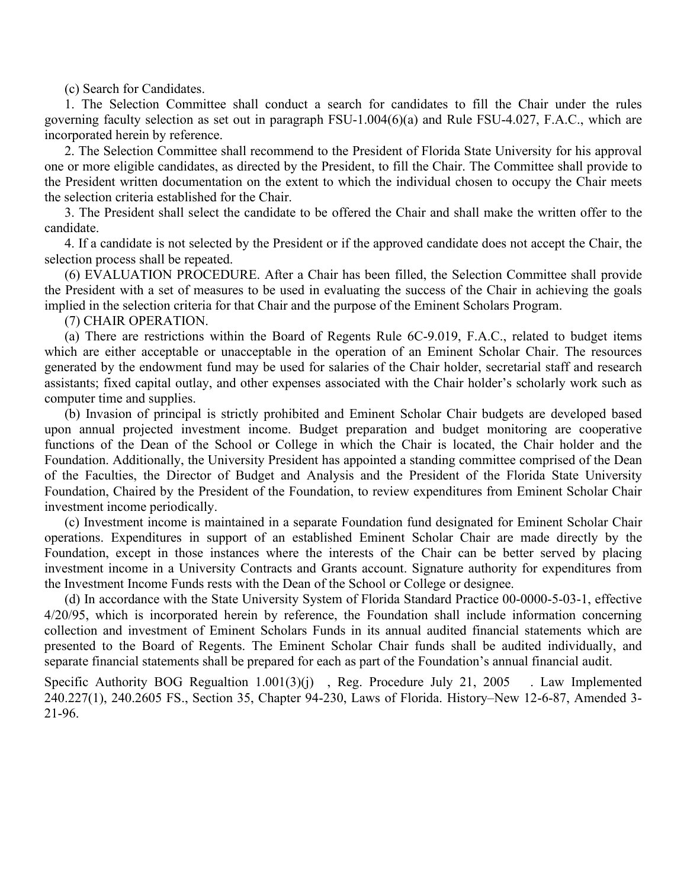(c) Search for Candidates.

1. The Selection Committee shall conduct a search for candidates to fill the Chair under the rules governing faculty selection as set out in paragraph FSU-1.004(6)(a) and Rule FSU-4.027, F.A.C., which are incorporated herein by reference.

2. The Selection Committee shall recommend to the President of Florida State University for his approval one or more eligible candidates, as directed by the President, to fill the Chair. The Committee shall provide to the President written documentation on the extent to which the individual chosen to occupy the Chair meets the selection criteria established for the Chair.

3. The President shall select the candidate to be offered the Chair and shall make the written offer to the candidate.

4. If a candidate is not selected by the President or if the approved candidate does not accept the Chair, the selection process shall be repeated.

(6) EVALUATION PROCEDURE. After a Chair has been filled, the Selection Committee shall provide the President with a set of measures to be used in evaluating the success of the Chair in achieving the goals implied in the selection criteria for that Chair and the purpose of the Eminent Scholars Program.

(7) CHAIR OPERATION.

(a) There are restrictions within the Board of Regents Rule 6C-9.019, F.A.C., related to budget items which are either acceptable or unacceptable in the operation of an Eminent Scholar Chair. The resources generated by the endowment fund may be used for salaries of the Chair holder, secretarial staff and research assistants; fixed capital outlay, and other expenses associated with the Chair holder's scholarly work such as computer time and supplies.

(b) Invasion of principal is strictly prohibited and Eminent Scholar Chair budgets are developed based upon annual projected investment income. Budget preparation and budget monitoring are cooperative functions of the Dean of the School or College in which the Chair is located, the Chair holder and the Foundation. Additionally, the University President has appointed a standing committee comprised of the Dean of the Faculties, the Director of Budget and Analysis and the President of the Florida State University Foundation, Chaired by the President of the Foundation, to review expenditures from Eminent Scholar Chair investment income periodically.

(c) Investment income is maintained in a separate Foundation fund designated for Eminent Scholar Chair operations. Expenditures in support of an established Eminent Scholar Chair are made directly by the Foundation, except in those instances where the interests of the Chair can be better served by placing investment income in a University Contracts and Grants account. Signature authority for expenditures from the Investment Income Funds rests with the Dean of the School or College or designee.

(d) In accordance with the State University System of Florida Standard Practice 00-0000-5-03-1, effective 4/20/95, which is incorporated herein by reference, the Foundation shall include information concerning collection and investment of Eminent Scholars Funds in its annual audited financial statements which are presented to the Board of Regents. The Eminent Scholar Chair funds shall be audited individually, and separate financial statements shall be prepared for each as part of the Foundation's annual financial audit.

Specific Authority BOG Regualtion 1.001(3)(j) , Reg. Procedure July 21, 2005 . Law Implemented 240.227(1), 240.2605 FS., Section 35, Chapter 94-230, Laws of Florida. History–New 12-6-87, Amended 3-21-96.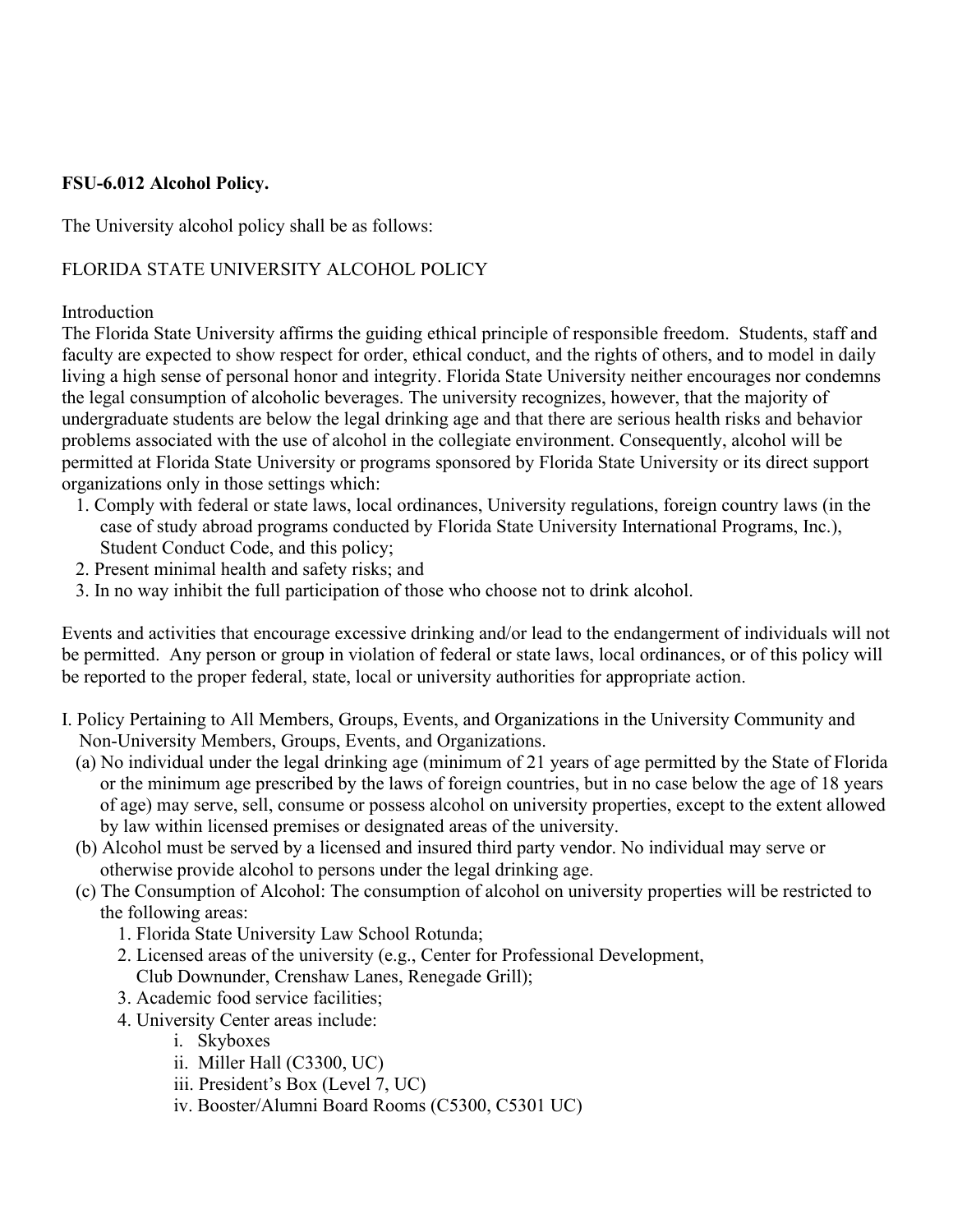**FSU-6.012 Alcohol Policy.**

The University alcohol policy shall be as follows:

FLORIDA STATE UNIVERSITY ALCOHOL POLICY

Introduction

The Florida State University affirms the guiding ethical principle of responsible freedom. Students, staff and faculty are expected to show respect for order, ethical conduct, and the rights of others, and to model in daily living a high sense of personal honor and integrity. Florida State University neither encourages nor condemns the legal consumption of alcoholic beverages. The university recognizes, however, that the majority of undergraduate students are below the legal drinking age and that there are serious health risks and behavior problems associated with the use of alcohol in the collegiate environment. Consequently, alcohol will be permitted at Florida State University or programs sponsored by Florida State University or its direct support organizations only in those settings which:

1. Comply with federal or state laws, local ordinances, University regulations, foreign country laws (in the case of study abroad programs conducted by Florida State University International Programs, Inc.), Student Conduct Code, and this policy;
2. Present minimal health and safety risks; and
3. In no way inhibit the full participation of those who choose not to drink alcohol.

Events and activities that encourage excessive drinking and/or lead to the endangerment of individuals will not be permitted. Any person or group in violation of federal or state laws, local ordinances, or of this policy will be reported to the proper federal, state, local or university authorities for appropriate action.

I. Policy Pertaining to All Members, Groups, Events, and Organizations in the University Community and Non-University Members, Groups, Events, and Organizations.

(a) No individual under the legal drinking age (minimum of 21 years of age permitted by the State of Florida or the minimum age prescribed by the laws of foreign countries, but in no case below the age of 18 years of age) may serve, sell, consume or possess alcohol on university properties, except to the extent allowed by law within licensed premises or designated areas of the university.

(b) Alcohol must be served by a licensed and insured third party vendor. No individual may serve or otherwise provide alcohol to persons under the legal drinking age.

(c) The Consumption of Alcohol: The consumption of alcohol on university properties will be restricted to the following areas:

1. Florida State University Law School Rotunda;
2. Licensed areas of the university (e.g., Center for Professional Development, Club Downunder, Crenshaw Lanes, Renegade Grill);
3. Academic food service facilities;
4. University Center areas include:
   - i. Skyboxes
   - ii. Miller Hall (C3300, UC)
   - iii. President's Box (Level 7, UC)
   - iv. Booster/Alumni Board Rooms (C5300, C5301 UC)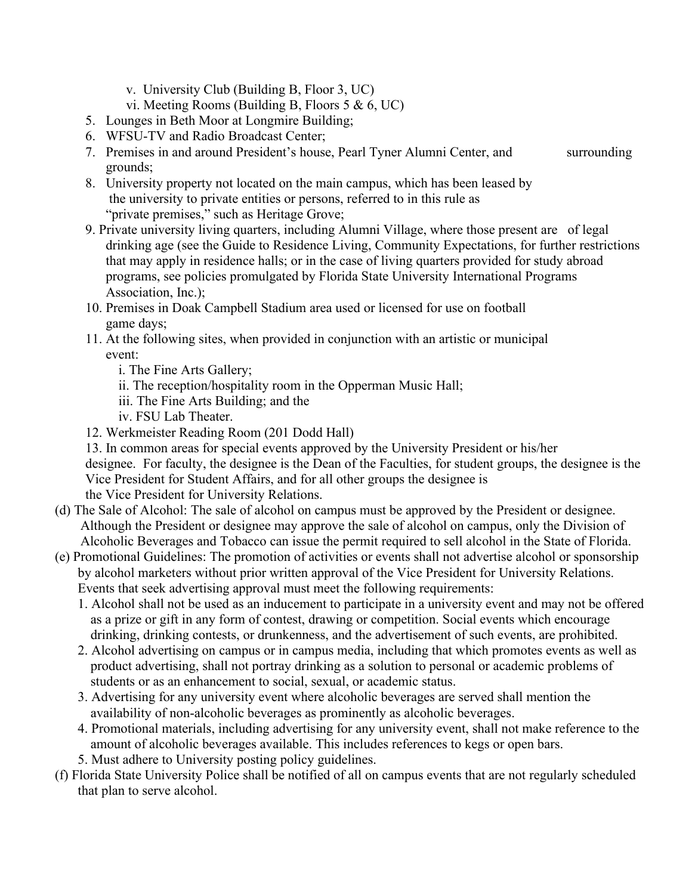v. University Club (Building B, Floor 3, UC)
   vi. Meeting Rooms (Building B, Floors 5 & 6, UC)
5. Lounges in Beth Moor at Longmire Building;
6. WFSU-TV and Radio Broadcast Center;
7. Premises in and around President's house, Pearl Tyner Alumni Center, and surrounding grounds;
8. University property not located on the main campus, which has been leased by the university to private entities or persons, referred to in this rule as "private premises," such as Heritage Grove;
9. Private university living quarters, including Alumni Village, where those present are of legal drinking age (see the Guide to Residence Living, Community Expectations, for further restrictions that may apply in residence halls; or in the case of living quarters provided for study abroad programs, see policies promulgated by Florida State University International Programs Association, Inc.);
10. Premises in Doak Campbell Stadium area used or licensed for use on football game days;
11. At the following sites, when provided in conjunction with an artistic or municipal event:
    i. The Fine Arts Gallery;
    ii. The reception/hospitality room in the Opperman Music Hall;
    iii. The Fine Arts Building; and the
    iv. FSU Lab Theater.
12. Werkmeister Reading Room (201 Dodd Hall)
13. In common areas for special events approved by the University President or his/her designee. For faculty, the designee is the Dean of the Faculties, for student groups, the designee is the Vice President for Student Affairs, and for all other groups the designee is the Vice President for University Relations.

(d) The Sale of Alcohol: The sale of alcohol on campus must be approved by the President or designee. Although the President or designee may approve the sale of alcohol on campus, only the Division of Alcoholic Beverages and Tobacco can issue the permit required to sell alcohol in the State of Florida.

(e) Promotional Guidelines: The promotion of activities or events shall not advertise alcohol or sponsorship by alcohol marketers without prior written approval of the Vice President for University Relations. Events that seek advertising approval must meet the following requirements:
1. Alcohol shall not be used as an inducement to participate in a university event and may not be offered as a prize or gift in any form of contest, drawing or competition. Social events which encourage drinking, drinking contests, or drunkenness, and the advertisement of such events, are prohibited.
2. Alcohol advertising on campus or in campus media, including that which promotes events as well as product advertising, shall not portray drinking as a solution to personal or academic problems of students or as an enhancement to social, sexual, or academic status.
3. Advertising for any university event where alcoholic beverages are served shall mention the availability of non-alcoholic beverages as prominently as alcoholic beverages.
4. Promotional materials, including advertising for any university event, shall not make reference to the amount of alcoholic beverages available. This includes references to kegs or open bars.
5. Must adhere to University posting policy guidelines.

(f) Florida State University Police shall be notified of all on campus events that are not regularly scheduled that plan to serve alcohol.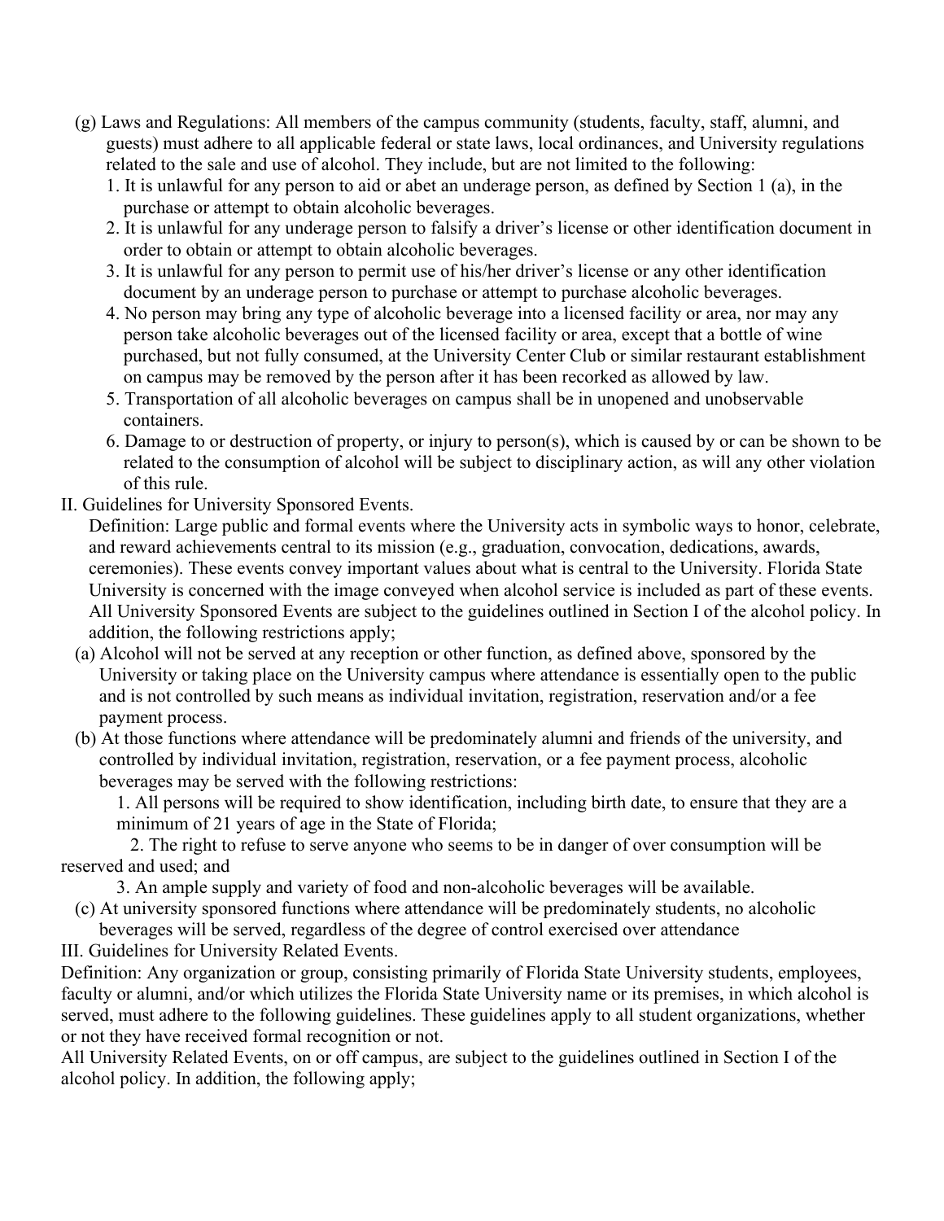(g) Laws and Regulations: All members of the campus community (students, faculty, staff, alumni, and guests) must adhere to all applicable federal or state laws, local ordinances, and University regulations related to the sale and use of alcohol. They include, but are not limited to the following:

1. It is unlawful for any person to aid or abet an underage person, as defined by Section 1 (a), in the purchase or attempt to obtain alcoholic beverages.
2. It is unlawful for any underage person to falsify a driver's license or other identification document in order to obtain or attempt to obtain alcoholic beverages.
3. It is unlawful for any person to permit use of his/her driver's license or any other identification document by an underage person to purchase or attempt to purchase alcoholic beverages.
4. No person may bring any type of alcoholic beverage into a licensed facility or area, nor may any person take alcoholic beverages out of the licensed facility or area, except that a bottle of wine purchased, but not fully consumed, at the University Center Club or similar restaurant establishment on campus may be removed by the person after it has been recorked as allowed by law.
5. Transportation of all alcoholic beverages on campus shall be in unopened and unobservable containers.
6. Damage to or destruction of property, or injury to person(s), which is caused by or can be shown to be related to the consumption of alcohol will be subject to disciplinary action, as will any other violation of this rule.

II. Guidelines for University Sponsored Events.

Definition: Large public and formal events where the University acts in symbolic ways to honor, celebrate, and reward achievements central to its mission (e.g., graduation, convocation, dedications, awards, ceremonies). These events convey important values about what is central to the University. Florida State University is concerned with the image conveyed when alcohol service is included as part of these events. All University Sponsored Events are subject to the guidelines outlined in Section I of the alcohol policy. In addition, the following restrictions apply;

(a) Alcohol will not be served at any reception or other function, as defined above, sponsored by the University or taking place on the University campus where attendance is essentially open to the public and is not controlled by such means as individual invitation, registration, reservation and/or a fee payment process.

(b) At those functions where attendance will be predominately alumni and friends of the university, and controlled by individual invitation, registration, reservation, or a fee payment process, alcoholic beverages may be served with the following restrictions:

1. All persons will be required to show identification, including birth date, to ensure that they are a minimum of 21 years of age in the State of Florida;
2. The right to refuse to serve anyone who seems to be in danger of over consumption will be reserved and used; and
3. An ample supply and variety of food and non-alcoholic beverages will be available.

(c) At university sponsored functions where attendance will be predominately students, no alcoholic beverages will be served, regardless of the degree of control exercised over attendance

III. Guidelines for University Related Events.

Definition: Any organization or group, consisting primarily of Florida State University students, employees, faculty or alumni, and/or which utilizes the Florida State University name or its premises, in which alcohol is served, must adhere to the following guidelines. These guidelines apply to all student organizations, whether or not they have received formal recognition or not.

All University Related Events, on or off campus, are subject to the guidelines outlined in Section I of the alcohol policy. In addition, the following apply;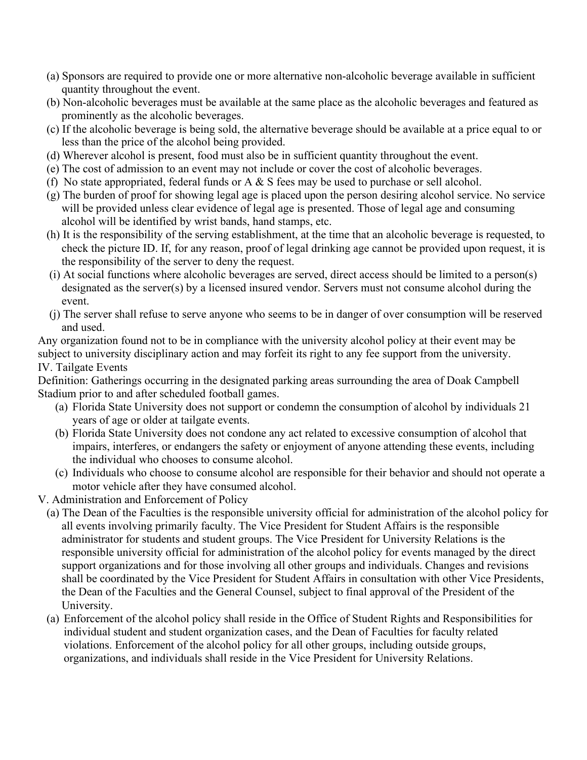(a) Sponsors are required to provide one or more alternative non-alcoholic beverage available in sufficient quantity throughout the event.

(b) Non-alcoholic beverages must be available at the same place as the alcoholic beverages and featured as prominently as the alcoholic beverages.

(c) If the alcoholic beverage is being sold, the alternative beverage should be available at a price equal to or less than the price of the alcohol being provided.

(d) Wherever alcohol is present, food must also be in sufficient quantity throughout the event.

(e) The cost of admission to an event may not include or cover the cost of alcoholic beverages.

(f) No state appropriated, federal funds or A & S fees may be used to purchase or sell alcohol.

(g) The burden of proof for showing legal age is placed upon the person desiring alcohol service. No service will be provided unless clear evidence of legal age is presented. Those of legal age and consuming alcohol will be identified by wrist bands, hand stamps, etc.

(h) It is the responsibility of the serving establishment, at the time that an alcoholic beverage is requested, to check the picture ID. If, for any reason, proof of legal drinking age cannot be provided upon request, it is the responsibility of the server to deny the request.

(i) At social functions where alcoholic beverages are served, direct access should be limited to a person(s) designated as the server(s) by a licensed insured vendor. Servers must not consume alcohol during the event.

(j) The server shall refuse to serve anyone who seems to be in danger of over consumption will be reserved and used.

Any organization found not to be in compliance with the university alcohol policy at their event may be subject to university disciplinary action and may forfeit its right to any fee support from the university.

IV. Tailgate Events

Definition: Gatherings occurring in the designated parking areas surrounding the area of Doak Campbell Stadium prior to and after scheduled football games.

(a) Florida State University does not support or condemn the consumption of alcohol by individuals 21 years of age or older at tailgate events.

(b) Florida State University does not condone any act related to excessive consumption of alcohol that impairs, interferes, or endangers the safety or enjoyment of anyone attending these events, including the individual who chooses to consume alcohol.

(c) Individuals who choose to consume alcohol are responsible for their behavior and should not operate a motor vehicle after they have consumed alcohol.

V. Administration and Enforcement of Policy

(a) The Dean of the Faculties is the responsible university official for administration of the alcohol policy for all events involving primarily faculty. The Vice President for Student Affairs is the responsible administrator for students and student groups. The Vice President for University Relations is the responsible university official for administration of the alcohol policy for events managed by the direct support organizations and for those involving all other groups and individuals. Changes and revisions shall be coordinated by the Vice President for Student Affairs in consultation with other Vice Presidents, the Dean of the Faculties and the General Counsel, subject to final approval of the President of the University.

(a) Enforcement of the alcohol policy shall reside in the Office of Student Rights and Responsibilities for individual student and student organization cases, and the Dean of Faculties for faculty related violations. Enforcement of the alcohol policy for all other groups, including outside groups, organizations, and individuals shall reside in the Vice President for University Relations.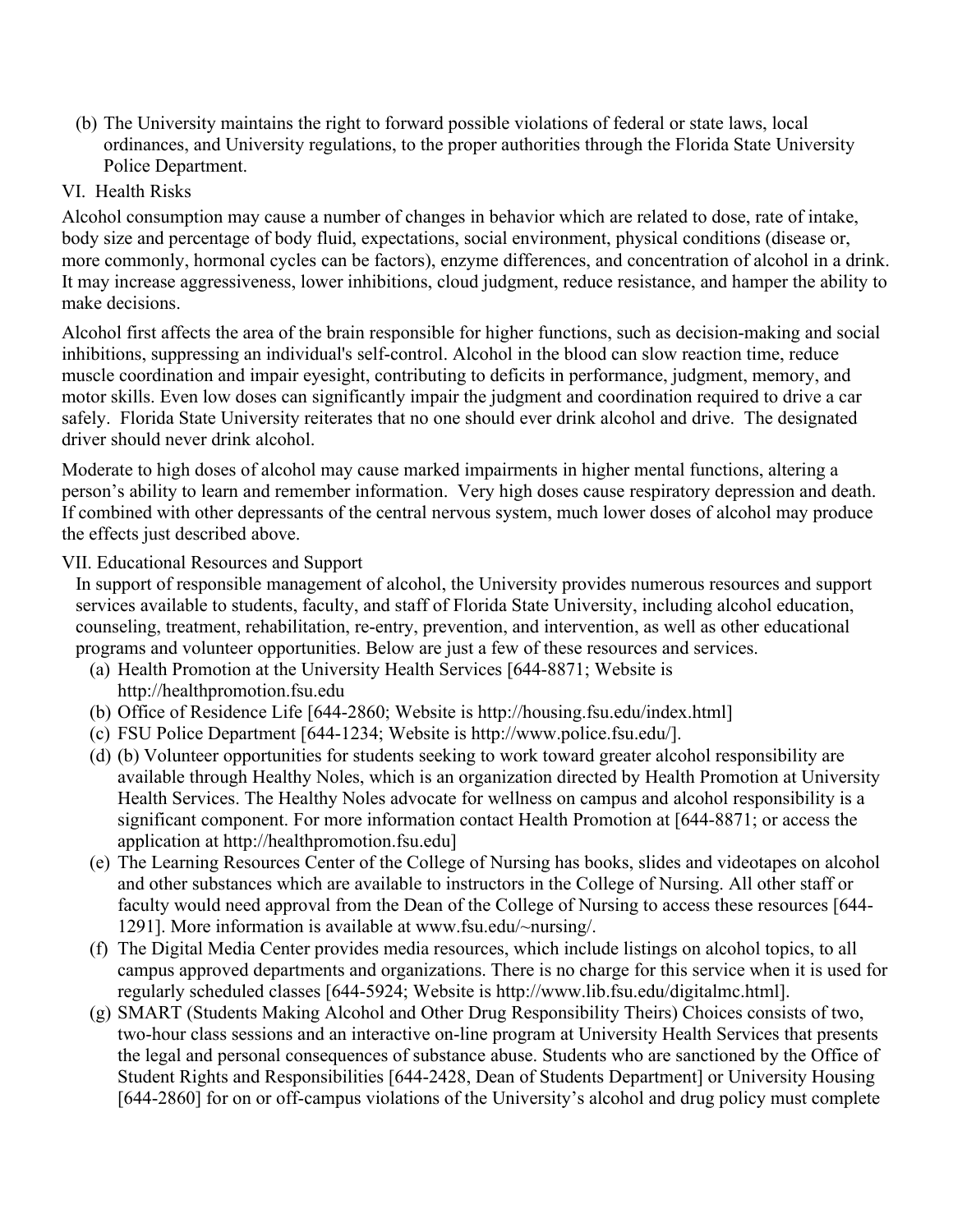(b) The University maintains the right to forward possible violations of federal or state laws, local ordinances, and University regulations, to the proper authorities through the Florida State University Police Department.

VI. Health Risks

Alcohol consumption may cause a number of changes in behavior which are related to dose, rate of intake, body size and percentage of body fluid, expectations, social environment, physical conditions (disease or, more commonly, hormonal cycles can be factors), enzyme differences, and concentration of alcohol in a drink. It may increase aggressiveness, lower inhibitions, cloud judgment, reduce resistance, and hamper the ability to make decisions.

Alcohol first affects the area of the brain responsible for higher functions, such as decision-making and social inhibitions, suppressing an individual's self-control. Alcohol in the blood can slow reaction time, reduce muscle coordination and impair eyesight, contributing to deficits in performance, judgment, memory, and motor skills. Even low doses can significantly impair the judgment and coordination required to drive a car safely. Florida State University reiterates that no one should ever drink alcohol and drive. The designated driver should never drink alcohol.

Moderate to high doses of alcohol may cause marked impairments in higher mental functions, altering a person's ability to learn and remember information. Very high doses cause respiratory depression and death. If combined with other depressants of the central nervous system, much lower doses of alcohol may produce the effects just described above.

VII. Educational Resources and Support

In support of responsible management of alcohol, the University provides numerous resources and support services available to students, faculty, and staff of Florida State University, including alcohol education, counseling, treatment, rehabilitation, re-entry, prevention, and intervention, as well as other educational programs and volunteer opportunities. Below are just a few of these resources and services.

(a) Health Promotion at the University Health Services [644-8871; Website is http://healthpromotion.fsu.edu
(b) Office of Residence Life [644-2860; Website is http://housing.fsu.edu/index.html]
(c) FSU Police Department [644-1234; Website is http://www.police.fsu.edu/].
(d) (b) Volunteer opportunities for students seeking to work toward greater alcohol responsibility are available through Healthy Noles, which is an organization directed by Health Promotion at University Health Services. The Healthy Noles advocate for wellness on campus and alcohol responsibility is a significant component. For more information contact Health Promotion at [644-8871; or access the application at http://healthpromotion.fsu.edu]
(e) The Learning Resources Center of the College of Nursing has books, slides and videotapes on alcohol and other substances which are available to instructors in the College of Nursing. All other staff or faculty would need approval from the Dean of the College of Nursing to access these resources [644-1291]. More information is available at www.fsu.edu/~nursing/.
(f) The Digital Media Center provides media resources, which include listings on alcohol topics, to all campus approved departments and organizations. There is no charge for this service when it is used for regularly scheduled classes [644-5924; Website is http://www.lib.fsu.edu/digitalmc.html].
(g) SMART (Students Making Alcohol and Other Drug Responsibility Theirs) Choices consists of two, two-hour class sessions and an interactive on-line program at University Health Services that presents the legal and personal consequences of substance abuse. Students who are sanctioned by the Office of Student Rights and Responsibilities [644-2428, Dean of Students Department] or University Housing [644-2860] for on or off-campus violations of the University's alcohol and drug policy must complete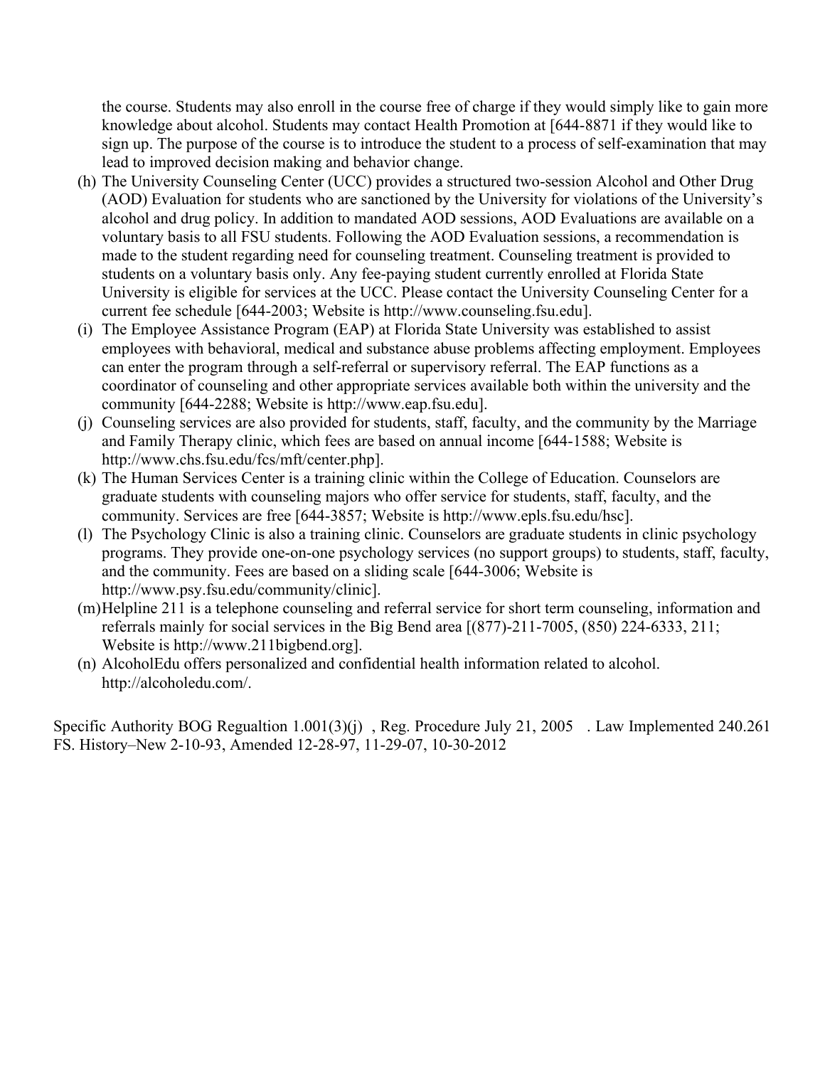the course. Students may also enroll in the course free of charge if they would simply like to gain more knowledge about alcohol. Students may contact Health Promotion at [644-8871 if they would like to sign up. The purpose of the course is to introduce the student to a process of self-examination that may lead to improved decision making and behavior change.

(h) The University Counseling Center (UCC) provides a structured two-session Alcohol and Other Drug (AOD) Evaluation for students who are sanctioned by the University for violations of the University's alcohol and drug policy. In addition to mandated AOD sessions, AOD Evaluations are available on a voluntary basis to all FSU students. Following the AOD Evaluation sessions, a recommendation is made to the student regarding need for counseling treatment. Counseling treatment is provided to students on a voluntary basis only. Any fee-paying student currently enrolled at Florida State University is eligible for services at the UCC. Please contact the University Counseling Center for a current fee schedule [644-2003; Website is http://www.counseling.fsu.edu].

(i) The Employee Assistance Program (EAP) at Florida State University was established to assist employees with behavioral, medical and substance abuse problems affecting employment. Employees can enter the program through a self-referral or supervisory referral. The EAP functions as a coordinator of counseling and other appropriate services available both within the university and the community [644-2288; Website is http://www.eap.fsu.edu].

(j) Counseling services are also provided for students, staff, faculty, and the community by the Marriage and Family Therapy clinic, which fees are based on annual income [644-1588; Website is http://www.chs.fsu.edu/fcs/mft/center.php].

(k) The Human Services Center is a training clinic within the College of Education. Counselors are graduate students with counseling majors who offer service for students, staff, faculty, and the community. Services are free [644-3857; Website is http://www.epls.fsu.edu/hsc].

(l) The Psychology Clinic is also a training clinic. Counselors are graduate students in clinic psychology programs. They provide one-on-one psychology services (no support groups) to students, staff, faculty, and the community. Fees are based on a sliding scale [644-3006; Website is http://www.psy.fsu.edu/community/clinic].

(m) Helpline 211 is a telephone counseling and referral service for short term counseling, information and referrals mainly for social services in the Big Bend area [(877)-211-7005, (850) 224-6333, 211; Website is http://www.211bigbend.org].

(n) AlcoholEdu offers personalized and confidential health information related to alcohol. http://alcoholedu.com/.

Specific Authority BOG Regualtion 1.001(3)(j) , Reg. Procedure July 21, 2005 . Law Implemented 240.261 FS. History–New 2-10-93, Amended 12-28-97, 11-29-07, 10-30-2012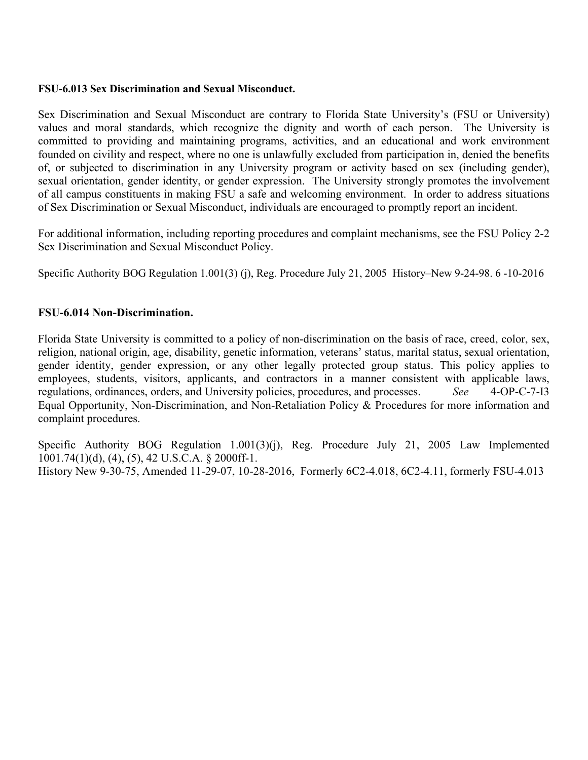**FSU-6.013 Sex Discrimination and Sexual Misconduct.**

Sex Discrimination and Sexual Misconduct are contrary to Florida State University's (FSU or University) values and moral standards, which recognize the dignity and worth of each person. The University is committed to providing and maintaining programs, activities, and an educational and work environment founded on civility and respect, where no one is unlawfully excluded from participation in, denied the benefits of, or subjected to discrimination in any University program or activity based on sex (including gender), sexual orientation, gender identity, or gender expression. The University strongly promotes the involvement of all campus constituents in making FSU a safe and welcoming environment. In order to address situations of Sex Discrimination or Sexual Misconduct, individuals are encouraged to promptly report an incident.

For additional information, including reporting procedures and complaint mechanisms, see the FSU Policy 2-2 Sex Discrimination and Sexual Misconduct Policy.

Specific Authority BOG Regulation 1.001(3) (j), Reg. Procedure July 21, 2005 History–New 9-24-98. 6 -10-2016

**FSU-6.014 Non-Discrimination.**

Florida State University is committed to a policy of non-discrimination on the basis of race, creed, color, sex, religion, national origin, age, disability, genetic information, veterans' status, marital status, sexual orientation, gender identity, gender expression, or any other legally protected group status. This policy applies to employees, students, visitors, applicants, and contractors in a manner consistent with applicable laws, regulations, ordinances, orders, and University policies, procedures, and processes. *See* 4-OP-C-7-I3 Equal Opportunity, Non-Discrimination, and Non-Retaliation Policy & Procedures for more information and complaint procedures.

Specific Authority BOG Regulation 1.001(3)(j), Reg. Procedure July 21, 2005 Law Implemented 1001.74(1)(d), (4), (5), 42 U.S.C.A. § 2000ff-1.
History New 9-30-75, Amended 11-29-07, 10-28-2016, Formerly 6C2-4.018, 6C2-4.11, formerly FSU-4.013